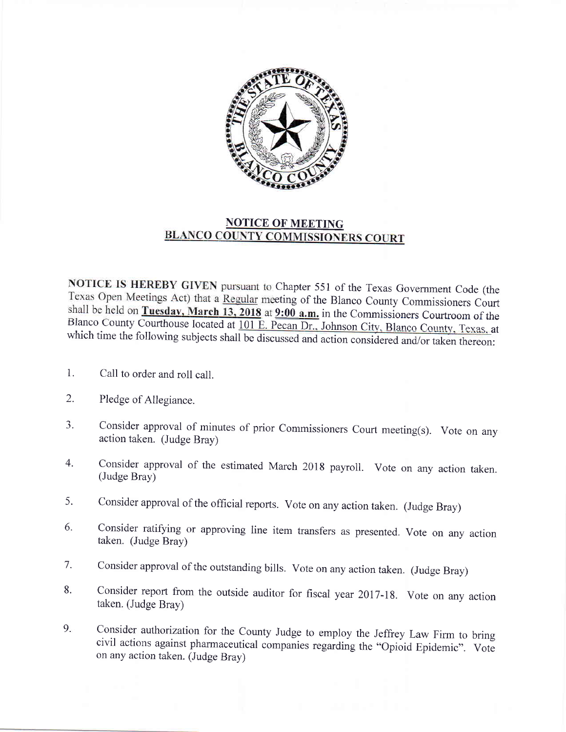## NOTICE OF MEETING
## BLANCO COUNTY COMMISSIONERS COURT

**NOTICE IS HEREBY GIVEN** pursuant to Chapter 551 of the Texas Government Code (the Texas Open Meetings Act) that a Regular meeting of the Blanco County Commissioners Court shall be held on **Tuesday, March 13, 2018** at **9:00 a.m.** in the Commissioners Courtroom of the Blanco County Courthouse located at 101 E. Pecan Dr., Johnson City, Blanco County, Texas, at which time the following subjects shall be discussed and action considered and/or taken thereon:

1. Call to order and roll call.

2. Pledge of Allegiance.

3. Consider approval of minutes of prior Commissioners Court meeting(s). Vote on any action taken. (Judge Bray)

4. Consider approval of the estimated March 2018 payroll. Vote on any action taken. (Judge Bray)

5. Consider approval of the official reports. Vote on any action taken. (Judge Bray)

6. Consider ratifying or approving line item transfers as presented. Vote on any action taken. (Judge Bray)

7. Consider approval of the outstanding bills. Vote on any action taken. (Judge Bray)

8. Consider report from the outside auditor for fiscal year 2017-18. Vote on any action taken. (Judge Bray)

9. Consider authorization for the County Judge to employ the Jeffrey Law Firm to bring civil actions against pharmaceutical companies regarding the "Opioid Epidemic". Vote on any action taken. (Judge Bray)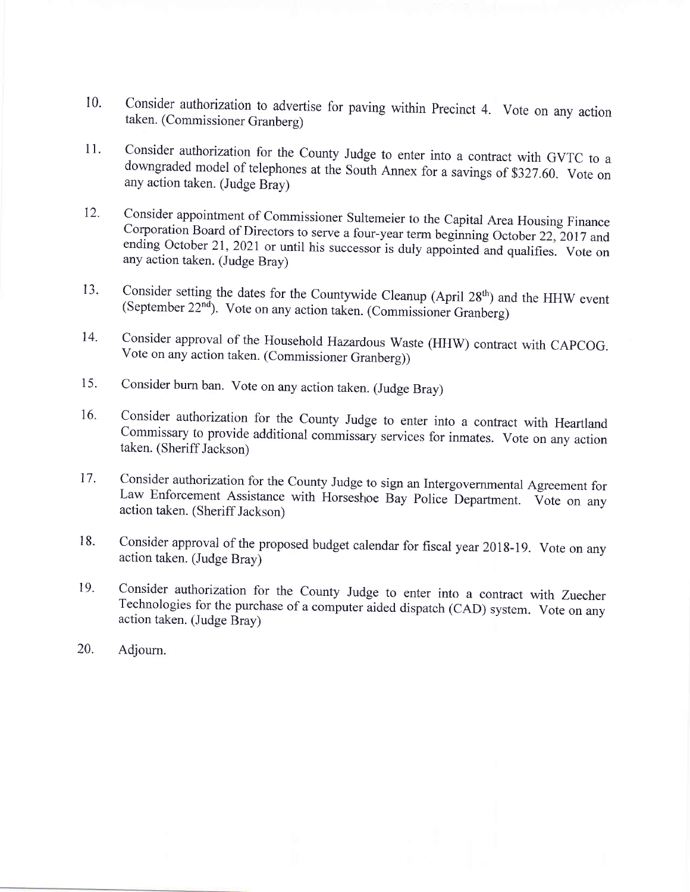10. Consider authorization to advertise for paving within Precinct 4. Vote on any action taken. (Commissioner Granberg)

11. Consider authorization for the County Judge to enter into a contract with GVTC to a downgraded model of telephones at the South Annex for a savings of $327.60. Vote on any action taken. (Judge Bray)

12. Consider appointment of Commissioner Sultemeier to the Capital Area Housing Finance Corporation Board of Directors to serve a four-year term beginning October 22, 2017 and ending October 21, 2021 or until his successor is duly appointed and qualifies. Vote on any action taken. (Judge Bray)

13. Consider setting the dates for the Countywide Cleanup (April 28th) and the HHW event (September 22nd). Vote on any action taken. (Commissioner Granberg)

14. Consider approval of the Household Hazardous Waste (HHW) contract with CAPCOG. Vote on any action taken. (Commissioner Granberg))

15. Consider burn ban. Vote on any action taken. (Judge Bray)

16. Consider authorization for the County Judge to enter into a contract with Heartland Commissary to provide additional commissary services for inmates. Vote on any action taken. (Sheriff Jackson)

17. Consider authorization for the County Judge to sign an Intergovernmental Agreement for Law Enforcement Assistance with Horseshoe Bay Police Department. Vote on any action taken. (Sheriff Jackson)

18. Consider approval of the proposed budget calendar for fiscal year 2018-19. Vote on any action taken. (Judge Bray)

19. Consider authorization for the County Judge to enter into a contract with Zuecher Technologies for the purchase of a computer aided dispatch (CAD) system. Vote on any action taken. (Judge Bray)

20. Adjourn.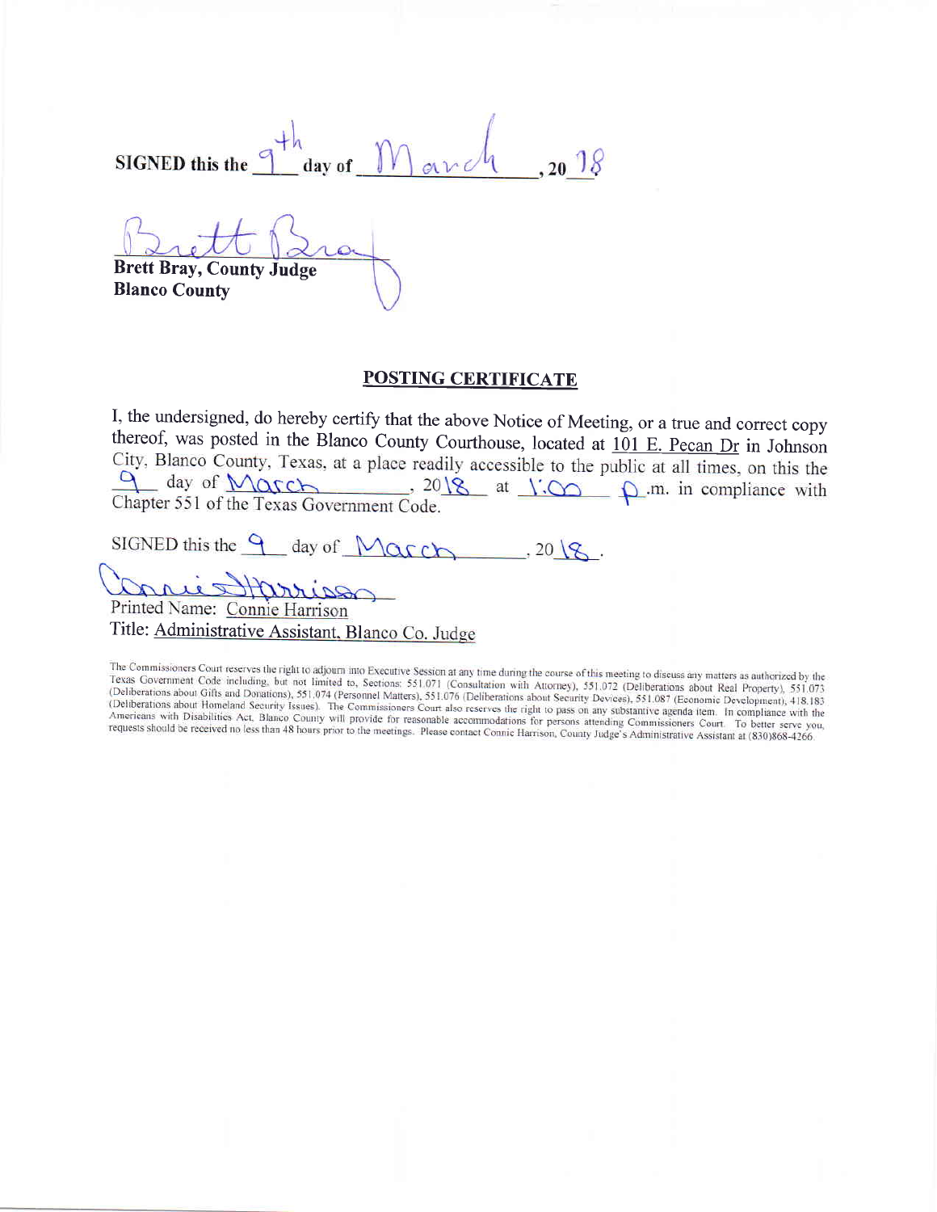SIGNED this the 9th day of March, 20 18

Brett Bray, County Judge
Blanco County

## POSTING CERTIFICATE

I, the undersigned, do hereby certify that the above Notice of Meeting, or a true and correct copy thereof, was posted in the Blanco County Courthouse, located at 101 E. Pecan Dr in Johnson City, Blanco County, Texas, at a place readily accessible to the public at all times, on this the 9 day of March, 2018 at 1:00 p.m. in compliance with Chapter 551 of the Texas Government Code.

SIGNED this the 9 day of March, 2018.

Printed Name: Connie Harrison
Title: Administrative Assistant, Blanco Co. Judge

The Commissioners Court reserves the right to adjourn into Executive Session at any time during the course of this meeting to discuss any matters as authorized by the Texas Government Code including, but not limited to, Sections: 551.071 (Consultation with Attorney), 551.072 (Deliberations about Real Property), 551.073 (Deliberations about Gifts and Donations), 551.074 (Personnel Matters), 551.076 (Deliberations about Security Devices), 551.087 (Economic Development), 418.183 (Deliberations about Homeland Security Issues). The Commissioners Court also reserves the right to pass on any substantive agenda item. In compliance with the Americans with Disabilities Act, Blanco County will provide for reasonable accommodations for persons attending Commissioners Court. To better serve you, requests should be received no less than 48 hours prior to the meetings. Please contact Connie Harrison, County Judge's Administrative Assistant at (830)868-4266.